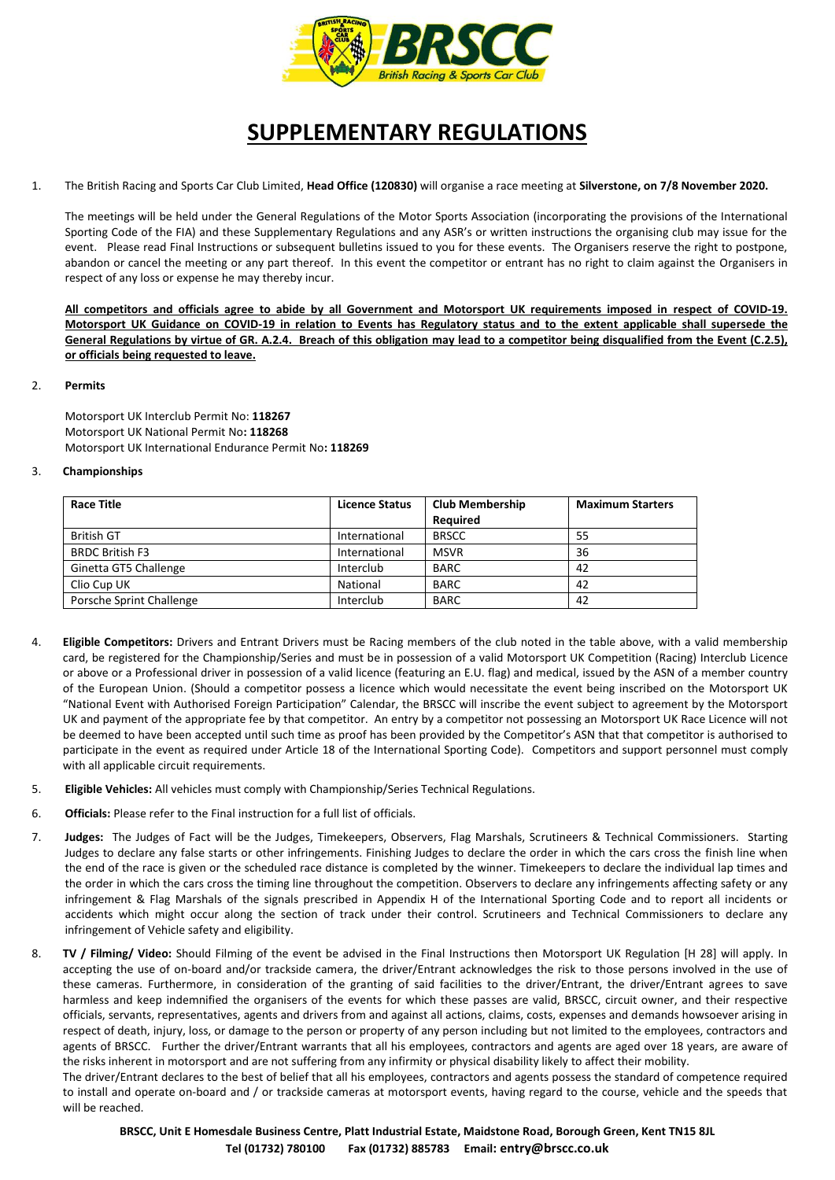# SUPPLEMENTARY REGULATIONS

1. The British Racing and Sports Car Club Limited, **Head Office (120830)** will organise a race meeting at **Silverstone, on 7/8 November 2020.**

   The meetings will be held under the General Regulations of the Motor Sports Association (incorporating the provisions of the International Sporting Code of the FIA) and these Supplementary Regulations and any ASR's or written instructions the organising club may issue for the event. Please read Final Instructions or subsequent bulletins issued to you for these events. The Organisers reserve the right to postpone, abandon or cancel the meeting or any part thereof. In this event the competitor or entrant has no right to claim against the Organisers in respect of any loss or expense he may thereby incur.

   **All competitors and officials agree to abide by all Government and Motorsport UK requirements imposed in respect of COVID-19. Motorsport UK Guidance on COVID-19 in relation to Events has Regulatory status and to the extent applicable shall supersede the General Regulations by virtue of GR. A.2.4. Breach of this obligation may lead to a competitor being disqualified from the Event (C.2.5), or officials being requested to leave.**

2. **Permits**

   Motorsport UK Interclub Permit No: **118267**
   Motorsport UK National Permit No**: 118268**
   Motorsport UK International Endurance Permit No**: 118269**

3. **Championships**

| Race Title | Licence Status | Club Membership Required | Maximum Starters |
|---|---|---|---|
| British GT | International | BRSCC | 55 |
| BRDC British F3 | International | MSVR | 36 |
| Ginetta GT5 Challenge | Interclub | BARC | 42 |
| Clio Cup UK | National | BARC | 42 |
| Porsche Sprint Challenge | Interclub | BARC | 42 |

4. **Eligible Competitors:** Drivers and Entrant Drivers must be Racing members of the club noted in the table above, with a valid membership card, be registered for the Championship/Series and must be in possession of a valid Motorsport UK Competition (Racing) Interclub Licence or above or a Professional driver in possession of a valid licence (featuring an E.U. flag) and medical, issued by the ASN of a member country of the European Union. (Should a competitor possess a licence which would necessitate the event being inscribed on the Motorsport UK "National Event with Authorised Foreign Participation" Calendar, the BRSCC will inscribe the event subject to agreement by the Motorsport UK and payment of the appropriate fee by that competitor. An entry by a competitor not possessing an Motorsport UK Race Licence will not be deemed to have been accepted until such time as proof has been provided by the Competitor's ASN that that competitor is authorised to participate in the event as required under Article 18 of the International Sporting Code). Competitors and support personnel must comply with all applicable circuit requirements.

5. **Eligible Vehicles:** All vehicles must comply with Championship/Series Technical Regulations.

6. **Officials:** Please refer to the Final instruction for a full list of officials.

7. **Judges:** The Judges of Fact will be the Judges, Timekeepers, Observers, Flag Marshals, Scrutineers & Technical Commissioners. Starting Judges to declare any false starts or other infringements. Finishing Judges to declare the order in which the cars cross the finish line when the end of the race is given or the scheduled race distance is completed by the winner. Timekeepers to declare the individual lap times and the order in which the cars cross the timing line throughout the competition. Observers to declare any infringements affecting safety or any infringement & Flag Marshals of the signals prescribed in Appendix H of the International Sporting Code and to report all incidents or accidents which might occur along the section of track under their control. Scrutineers and Technical Commissioners to declare any infringement of Vehicle safety and eligibility.

8. **TV / Filming/ Video:** Should Filming of the event be advised in the Final Instructions then Motorsport UK Regulation [H 28] will apply. In accepting the use of on-board and/or trackside camera, the driver/Entrant acknowledges the risk to those persons involved in the use of these cameras. Furthermore, in consideration of the granting of said facilities to the driver/Entrant, the driver/Entrant agrees to save harmless and keep indemnified the organisers of the events for which these passes are valid, BRSCC, circuit owner, and their respective officials, servants, representatives, agents and drivers from and against all actions, claims, costs, expenses and demands howsoever arising in respect of death, injury, loss, or damage to the person or property of any person including but not limited to the employees, contractors and agents of BRSCC. Further the driver/Entrant warrants that all his employees, contractors and agents are aged over 18 years, are aware of the risks inherent in motorsport and are not suffering from any infirmity or physical disability likely to affect their mobility.

   The driver/Entrant declares to the best of belief that all his employees, contractors and agents possess the standard of competence required to install and operate on-board and / or trackside cameras at motorsport events, having regard to the course, vehicle and the speeds that will be reached.

**BRSCC, Unit E Homesdale Business Centre, Platt Industrial Estate, Maidstone Road, Borough Green, Kent TN15 8JL**
**Tel (01732) 780100 Fax (01732) 885783 Email: entry@brscc.co.uk**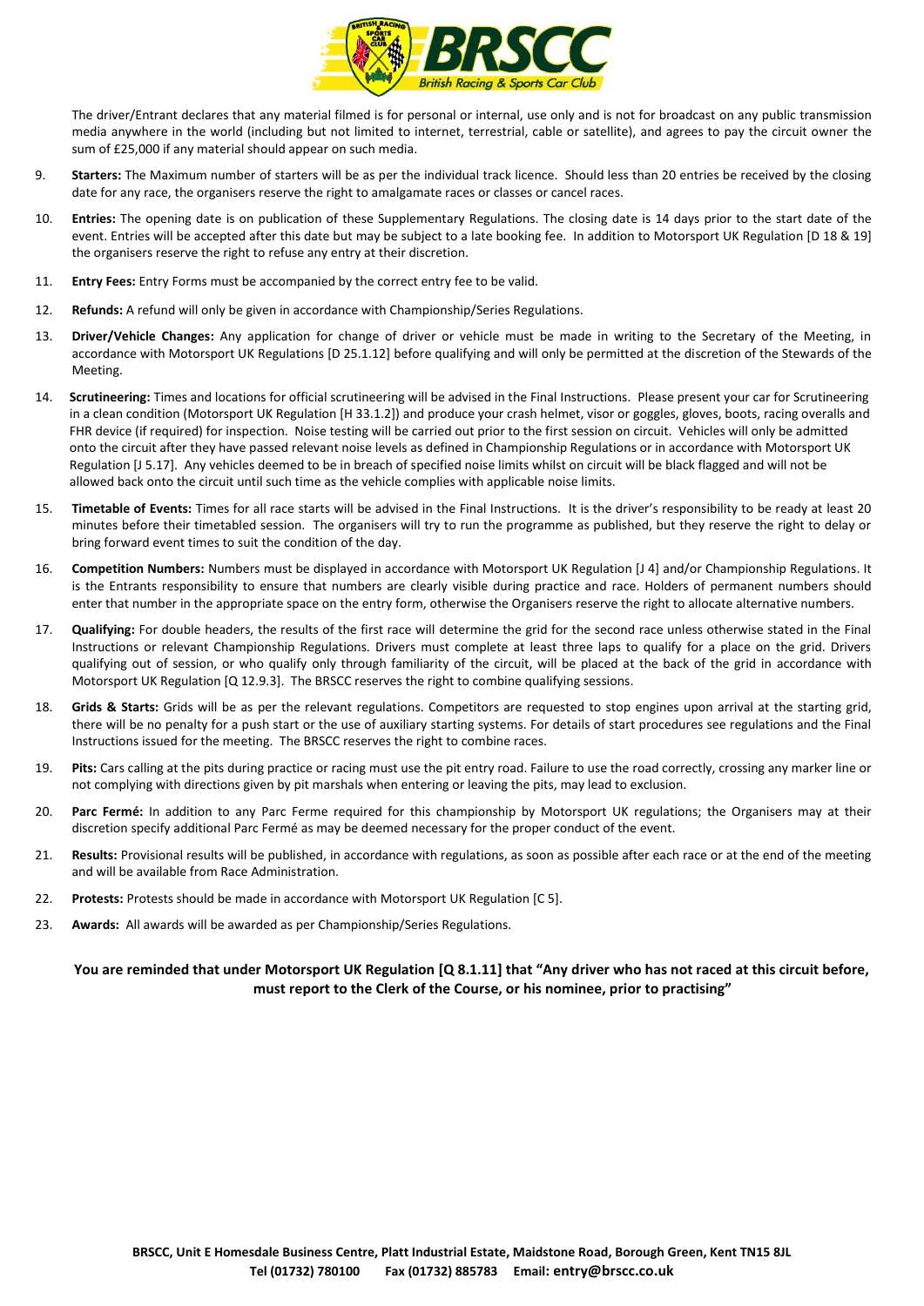The driver/Entrant declares that any material filmed is for personal or internal, use only and is not for broadcast on any public transmission media anywhere in the world (including but not limited to internet, terrestrial, cable or satellite), and agrees to pay the circuit owner the sum of £25,000 if any material should appear on such media.

9. **Starters:** The Maximum number of starters will be as per the individual track licence. Should less than 20 entries be received by the closing date for any race, the organisers reserve the right to amalgamate races or classes or cancel races.

10. **Entries:** The opening date is on publication of these Supplementary Regulations. The closing date is 14 days prior to the start date of the event. Entries will be accepted after this date but may be subject to a late booking fee. In addition to Motorsport UK Regulation [D 18 & 19] the organisers reserve the right to refuse any entry at their discretion.

11. **Entry Fees:** Entry Forms must be accompanied by the correct entry fee to be valid.

12. **Refunds:** A refund will only be given in accordance with Championship/Series Regulations.

13. **Driver/Vehicle Changes:** Any application for change of driver or vehicle must be made in writing to the Secretary of the Meeting, in accordance with Motorsport UK Regulations [D 25.1.12] before qualifying and will only be permitted at the discretion of the Stewards of the Meeting.

14. **Scrutineering:** Times and locations for official scrutineering will be advised in the Final Instructions. Please present your car for Scrutineering in a clean condition (Motorsport UK Regulation [H 33.1.2]) and produce your crash helmet, visor or goggles, gloves, boots, racing overalls and FHR device (if required) for inspection. Noise testing will be carried out prior to the first session on circuit. Vehicles will only be admitted onto the circuit after they have passed relevant noise levels as defined in Championship Regulations or in accordance with Motorsport UK Regulation [J 5.17]. Any vehicles deemed to be in breach of specified noise limits whilst on circuit will be black flagged and will not be allowed back onto the circuit until such time as the vehicle complies with applicable noise limits.

15. **Timetable of Events:** Times for all race starts will be advised in the Final Instructions. It is the driver's responsibility to be ready at least 20 minutes before their timetabled session. The organisers will try to run the programme as published, but they reserve the right to delay or bring forward event times to suit the condition of the day.

16. **Competition Numbers:** Numbers must be displayed in accordance with Motorsport UK Regulation [J 4] and/or Championship Regulations. It is the Entrants responsibility to ensure that numbers are clearly visible during practice and race. Holders of permanent numbers should enter that number in the appropriate space on the entry form, otherwise the Organisers reserve the right to allocate alternative numbers.

17. **Qualifying:** For double headers, the results of the first race will determine the grid for the second race unless otherwise stated in the Final Instructions or relevant Championship Regulations. Drivers must complete at least three laps to qualify for a place on the grid. Drivers qualifying out of session, or who qualify only through familiarity of the circuit, will be placed at the back of the grid in accordance with Motorsport UK Regulation [Q 12.9.3]. The BRSCC reserves the right to combine qualifying sessions.

18. **Grids & Starts:** Grids will be as per the relevant regulations. Competitors are requested to stop engines upon arrival at the starting grid, there will be no penalty for a push start or the use of auxiliary starting systems. For details of start procedures see regulations and the Final Instructions issued for the meeting. The BRSCC reserves the right to combine races.

19. **Pits:** Cars calling at the pits during practice or racing must use the pit entry road. Failure to use the road correctly, crossing any marker line or not complying with directions given by pit marshals when entering or leaving the pits, may lead to exclusion.

20. **Parc Fermé:** In addition to any Parc Ferme required for this championship by Motorsport UK regulations; the Organisers may at their discretion specify additional Parc Fermé as may be deemed necessary for the proper conduct of the event.

21. **Results:** Provisional results will be published, in accordance with regulations, as soon as possible after each race or at the end of the meeting and will be available from Race Administration.

22. **Protests:** Protests should be made in accordance with Motorsport UK Regulation [C 5].

23. **Awards:** All awards will be awarded as per Championship/Series Regulations.

**You are reminded that under Motorsport UK Regulation [Q 8.1.11] that "Any driver who has not raced at this circuit before, must report to the Clerk of the Course, or his nominee, prior to practising"**

**BRSCC, Unit E Homesdale Business Centre, Platt Industrial Estate, Maidstone Road, Borough Green, Kent TN15 8JL**
**Tel (01732) 780100 Fax (01732) 885783 Email: entry@brscc.co.uk**